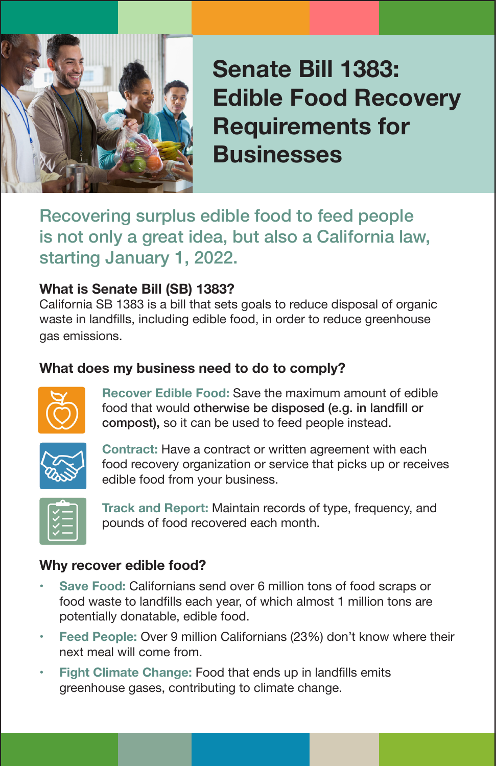# Senate Bill 1383: Edible Food Recovery Requirements for Businesses

## Recovering surplus edible food to feed people is not only a great idea, but also a California law, starting January 1, 2022.

### What is Senate Bill (SB) 1383?

California SB 1383 is a bill that sets goals to reduce disposal of organic waste in landfills, including edible food, in order to reduce greenhouse gas emissions.

### What does my business need to do to comply?

**Recover Edible Food:** Save the maximum amount of edible food that would **otherwise be disposed (e.g. in landfill or compost),** so it can be used to feed people instead.

**Contract:** Have a contract or written agreement with each food recovery organization or service that picks up or receives edible food from your business.

**Track and Report:** Maintain records of type, frequency, and pounds of food recovered each month.

### Why recover edible food?

- **Save Food:** Californians send over 6 million tons of food scraps or food waste to landfills each year, of which almost 1 million tons are potentially donatable, edible food.
- **Feed People:** Over 9 million Californians (23%) don't know where their next meal will come from.
- **Fight Climate Change:** Food that ends up in landfills emits greenhouse gases, contributing to climate change.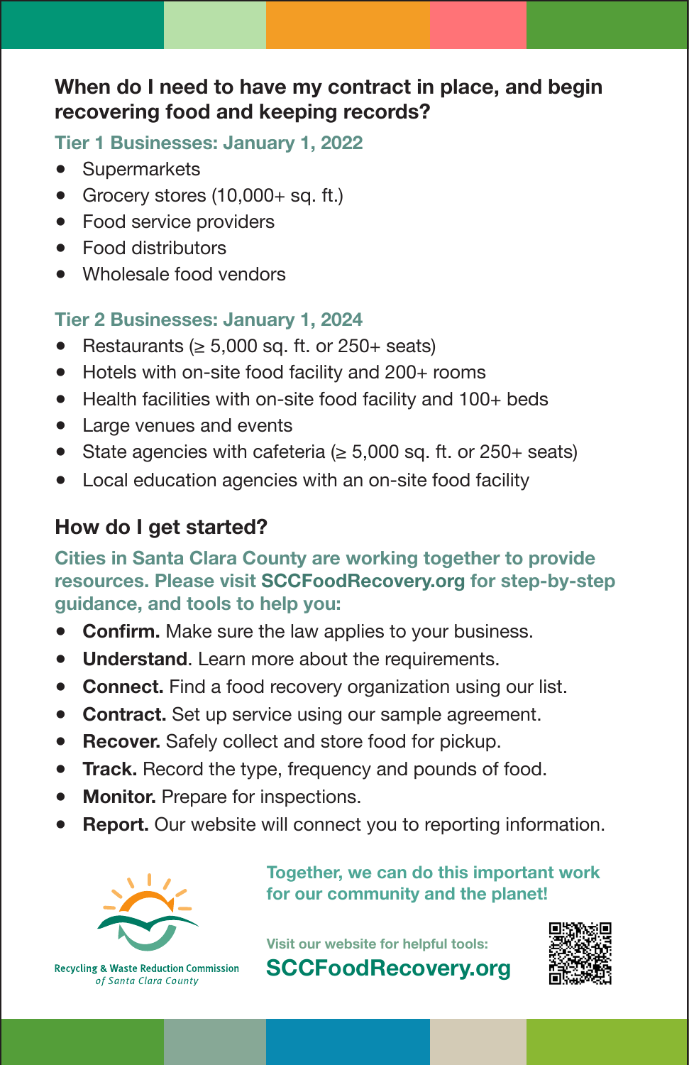## When do I need to have my contract in place, and begin recovering food and keeping records?

### Tier 1 Businesses: January 1, 2022

- Supermarkets
- Grocery stores (10,000+ sq. ft.)
- Food service providers
- Food distributors
- Wholesale food vendors

### Tier 2 Businesses: January 1, 2024

- Restaurants (≥ 5,000 sq. ft. or 250+ seats)
- Hotels with on-site food facility and 200+ rooms
- Health facilities with on-site food facility and 100+ beds
- Large venues and events
- State agencies with cafeteria (≥ 5,000 sq. ft. or 250+ seats)
- Local education agencies with an on-site food facility

## How do I get started?

**Cities in Santa Clara County are working together to provide resources. Please visit SCCFoodRecovery.org for step-by-step guidance, and tools to help you:**

- **Confirm.** Make sure the law applies to your business.
- **Understand**. Learn more about the requirements.
- **Connect.** Find a food recovery organization using our list.
- **Contract.** Set up service using our sample agreement.
- **Recover.** Safely collect and store food for pickup.
- **Track.** Record the type, frequency and pounds of food.
- **Monitor.** Prepare for inspections.
- **Report.** Our website will connect you to reporting information.

Recycling & Waste Reduction Commission *of Santa Clara County*

**Together, we can do this important work for our community and the planet!**

Visit our website for helpful tools:

**SCCFoodRecovery.org**